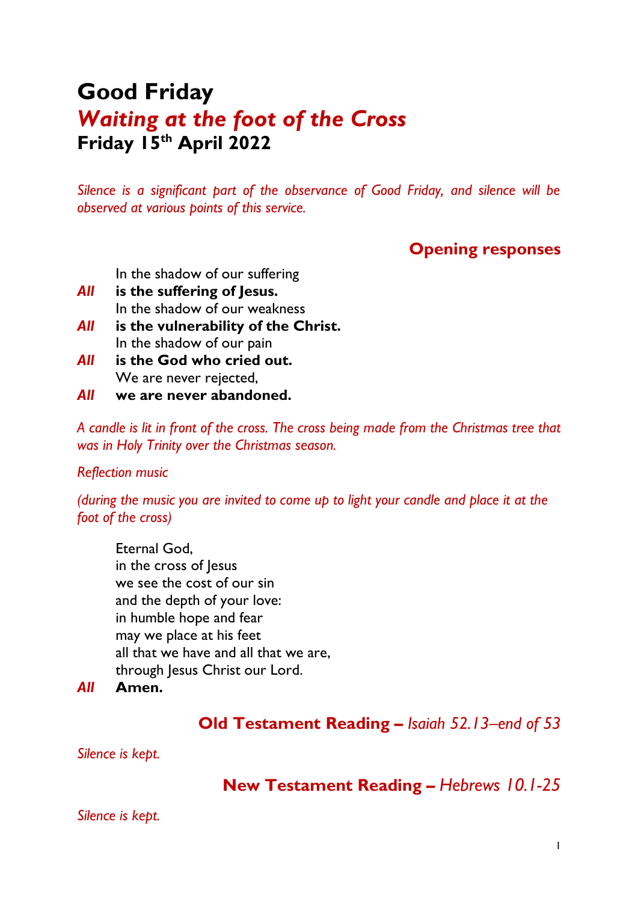# Good Friday
## *Waiting at the foot of the Cross*
### Friday 15th April 2022

*Silence is a significant part of the observance of Good Friday, and silence will be observed at various points of this service.*

## Opening responses

In the shadow of our suffering
***All*** **is the suffering of Jesus.**
In the shadow of our weakness
***All*** **is the vulnerability of the Christ.**
In the shadow of our pain
***All*** **is the God who cried out.**
We are never rejected,
***All*** **we are never abandoned.**

*A candle is lit in front of the cross. The cross being made from the Christmas tree that was in Holy Trinity over the Christmas season.*

*Reflection music*

*(during the music you are invited to come up to light your candle and place it at the foot of the cross)*

Eternal God,
in the cross of Jesus
we see the cost of our sin
and the depth of your love:
in humble hope and fear
may we place at his feet
all that we have and all that we are,
through Jesus Christ our Lord.
***All*** **Amen.**

## Old Testament Reading – *Isaiah 52.13–end of 53*

*Silence is kept.*

## New Testament Reading – *Hebrews 10.1-25*

*Silence is kept.*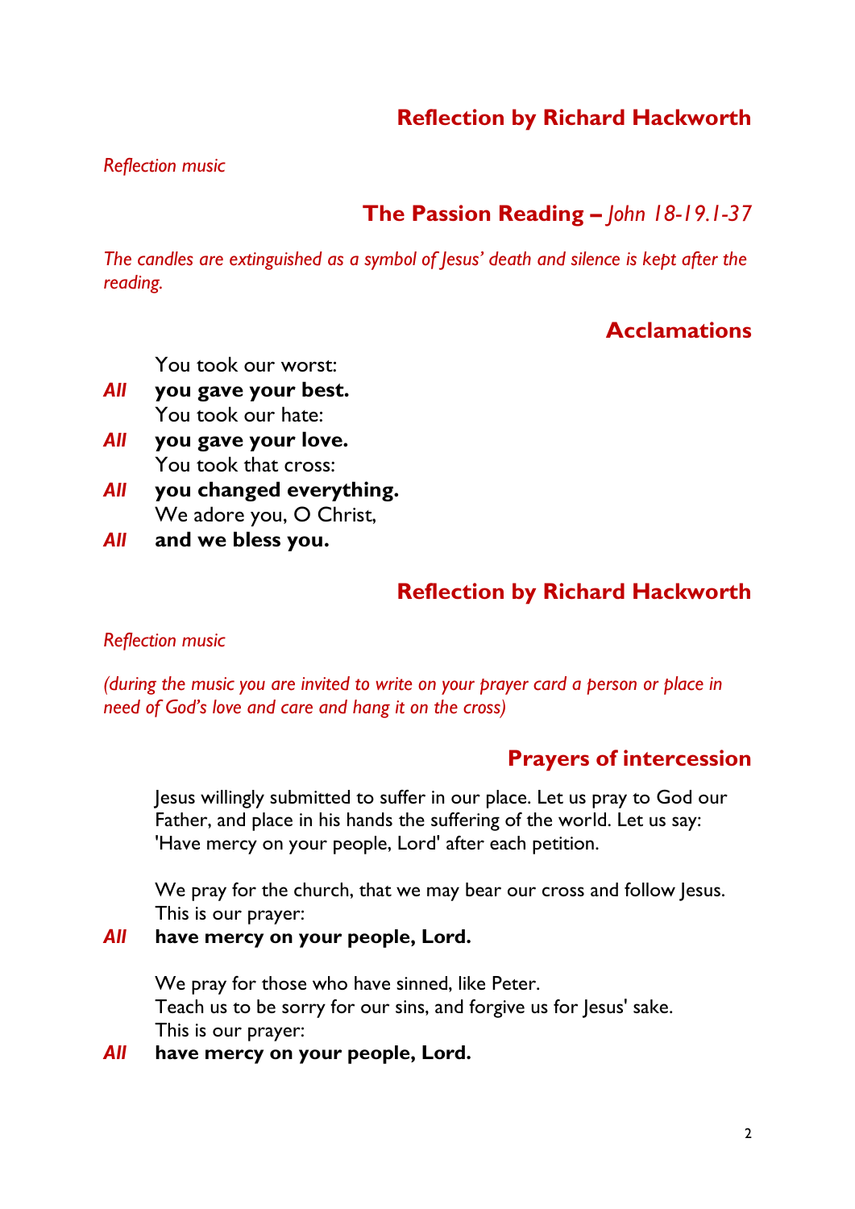## Reflection by Richard Hackworth

*Reflection music*

## The Passion Reading – *John 18-19.1-37*

*The candles are extinguished as a symbol of Jesus' death and silence is kept after the reading.*

## Acclamations

You took our worst:
***All*** **you gave your best.**
You took our hate:
***All*** **you gave your love.**
You took that cross:
***All*** **you changed everything.**
We adore you, O Christ,
***All*** **and we bless you.**

## Reflection by Richard Hackworth

*Reflection music*

*(during the music you are invited to write on your prayer card a person or place in need of God's love and care and hang it on the cross)*

## Prayers of intercession

Jesus willingly submitted to suffer in our place. Let us pray to God our Father, and place in his hands the suffering of the world. Let us say: 'Have mercy on your people, Lord' after each petition.

We pray for the church, that we may bear our cross and follow Jesus.
This is our prayer:
***All*** **have mercy on your people, Lord.**

We pray for those who have sinned, like Peter.
Teach us to be sorry for our sins, and forgive us for Jesus' sake.
This is our prayer:
***All*** **have mercy on your people, Lord.**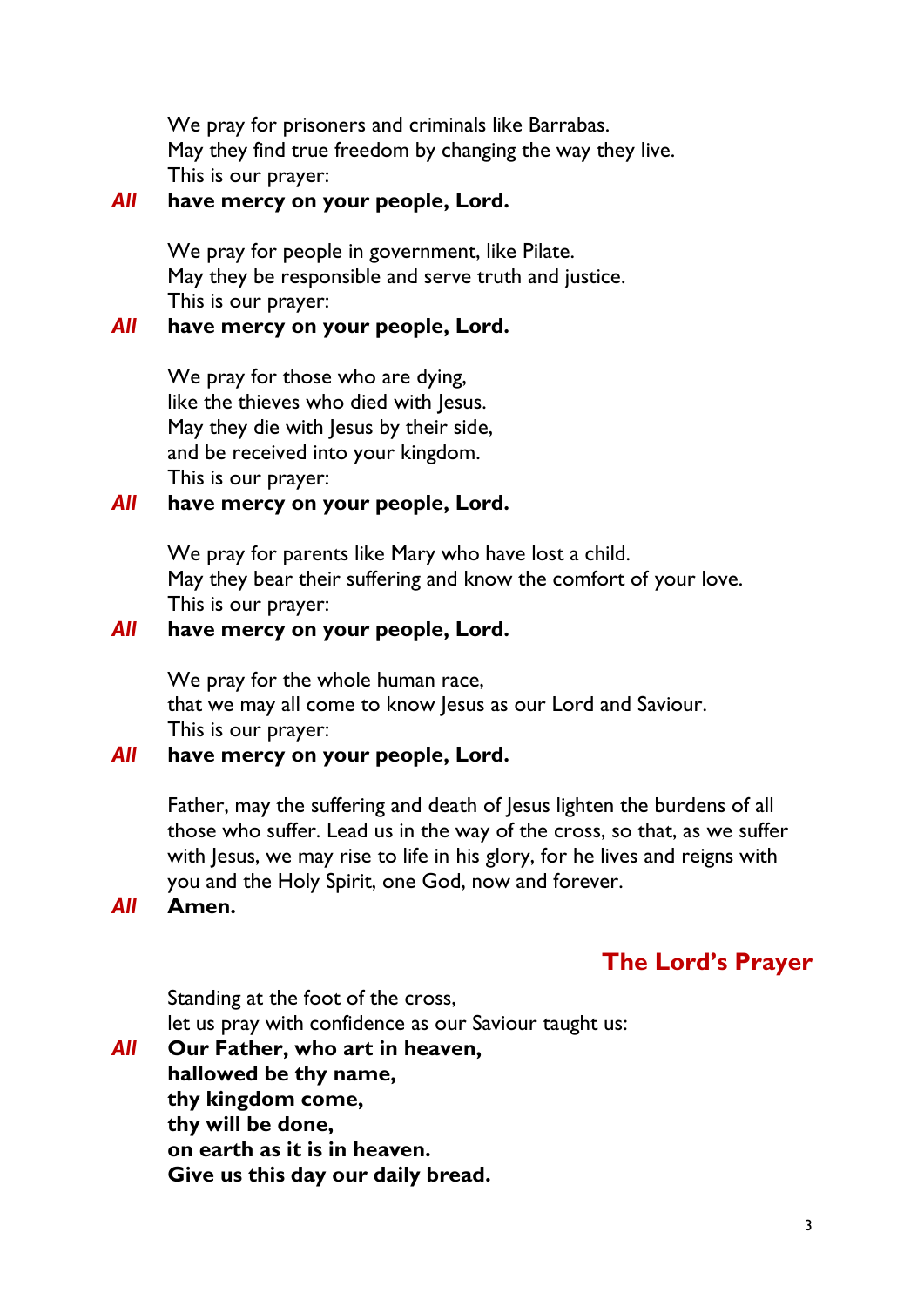We pray for prisoners and criminals like Barrabas.
May they find true freedom by changing the way they live.
This is our prayer:

***All*** **have mercy on your people, Lord.**

We pray for people in government, like Pilate.
May they be responsible and serve truth and justice.
This is our prayer:

***All*** **have mercy on your people, Lord.**

We pray for those who are dying,
like the thieves who died with Jesus.
May they die with Jesus by their side,
and be received into your kingdom.
This is our prayer:

***All*** **have mercy on your people, Lord.**

We pray for parents like Mary who have lost a child.
May they bear their suffering and know the comfort of your love.
This is our prayer:

***All*** **have mercy on your people, Lord.**

We pray for the whole human race,
that we may all come to know Jesus as our Lord and Saviour.
This is our prayer:

***All*** **have mercy on your people, Lord.**

Father, may the suffering and death of Jesus lighten the burdens of all those who suffer. Lead us in the way of the cross, so that, as we suffer with Jesus, we may rise to life in his glory, for he lives and reigns with you and the Holy Spirit, one God, now and forever.

***All*** **Amen.**

## The Lord's Prayer

Standing at the foot of the cross,
let us pray with confidence as our Saviour taught us:

***All*** **Our Father, who art in heaven,**
**hallowed be thy name,**
**thy kingdom come,**
**thy will be done,**
**on earth as it is in heaven.**
**Give us this day our daily bread.**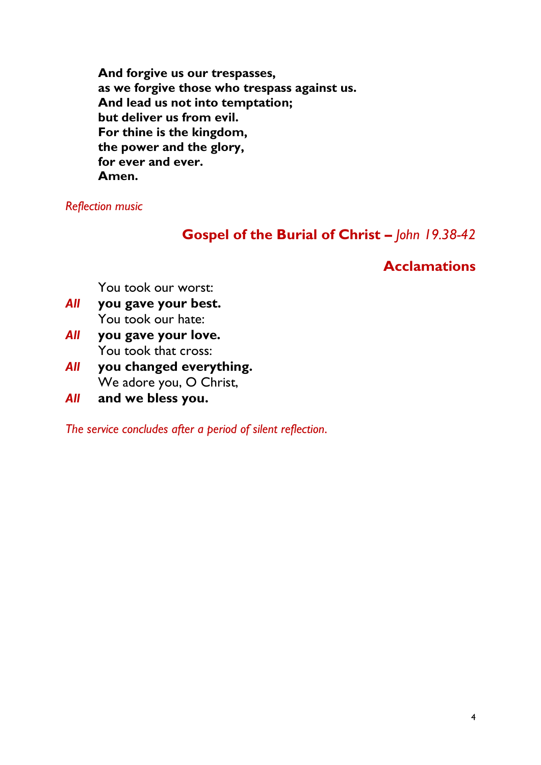**And forgive us our trespasses,**
**as we forgive those who trespass against us.**
**And lead us not into temptation;**
**but deliver us from evil.**
**For thine is the kingdom,**
**the power and the glory,**
**for ever and ever.**
**Amen.**

*Reflection music*

## Gospel of the Burial of Christ – *John 19.38-42*

## Acclamations

You took our worst:
*All* **you gave your best.**
You took our hate:
*All* **you gave your love.**
You took that cross:
*All* **you changed everything.**
We adore you, O Christ,
*All* **and we bless you.**

*The service concludes after a period of silent reflection.*